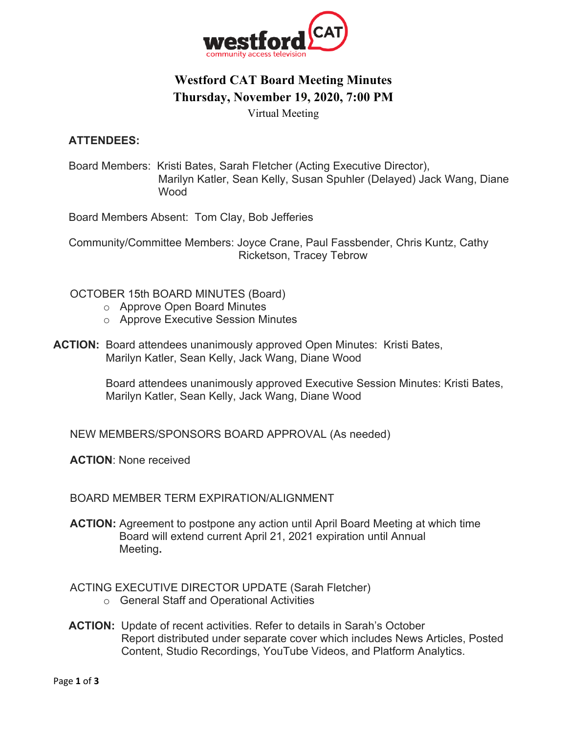# Westford CAT Board Meeting Minutes

## Thursday, November 19, 2020, 7:00 PM

Virtual Meeting

**ATTENDEES:**

Board Members: Kristi Bates, Sarah Fletcher (Acting Executive Director), Marilyn Katler, Sean Kelly, Susan Spuhler (Delayed) Jack Wang, Diane Wood

Board Members Absent: Tom Clay, Bob Jefferies

Community/Committee Members: Joyce Crane, Paul Fassbender, Chris Kuntz, Cathy Ricketson, Tracey Tebrow

OCTOBER 15th BOARD MINUTES (Board)

- Approve Open Board Minutes
- Approve Executive Session Minutes

**ACTION:** Board attendees unanimously approved Open Minutes: Kristi Bates, Marilyn Katler, Sean Kelly, Jack Wang, Diane Wood

Board attendees unanimously approved Executive Session Minutes: Kristi Bates, Marilyn Katler, Sean Kelly, Jack Wang, Diane Wood

NEW MEMBERS/SPONSORS BOARD APPROVAL (As needed)

**ACTION**: None received

BOARD MEMBER TERM EXPIRATION/ALIGNMENT

**ACTION:** Agreement to postpone any action until April Board Meeting at which time Board will extend current April 21, 2021 expiration until Annual Meeting**.**

ACTING EXECUTIVE DIRECTOR UPDATE (Sarah Fletcher)

- General Staff and Operational Activities

**ACTION:** Update of recent activities. Refer to details in Sarah's October Report distributed under separate cover which includes News Articles, Posted Content, Studio Recordings, YouTube Videos, and Platform Analytics.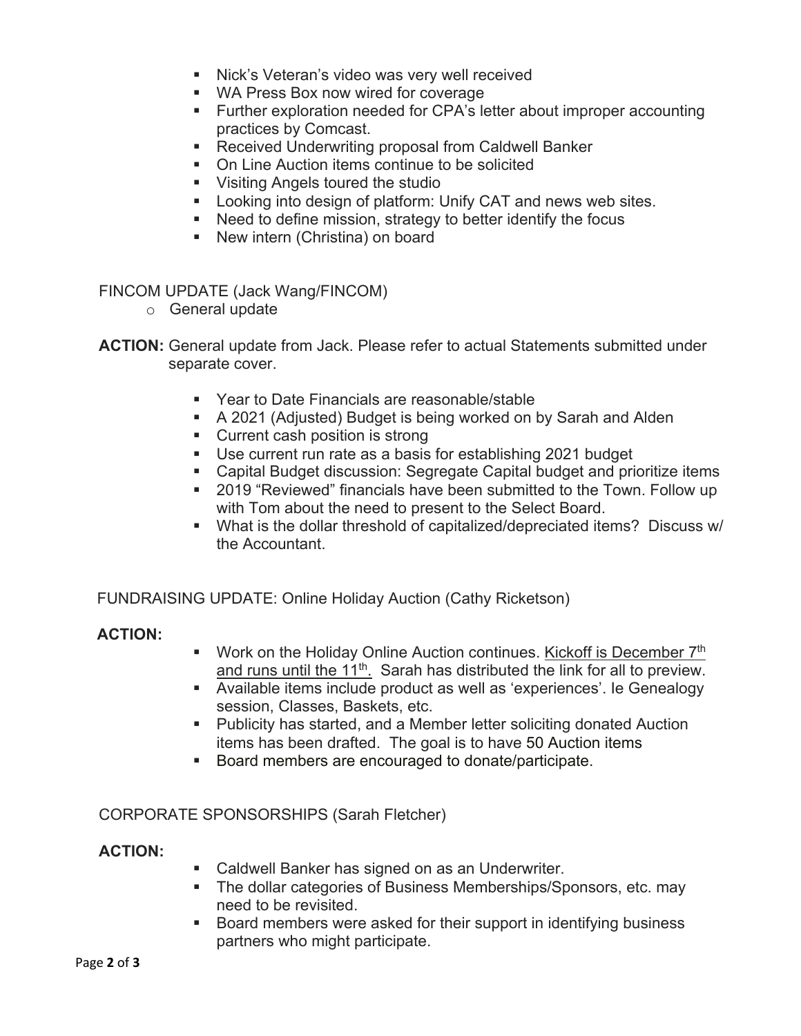- Nick's Veteran's video was very well received
- WA Press Box now wired for coverage
- Further exploration needed for CPA's letter about improper accounting practices by Comcast.
- Received Underwriting proposal from Caldwell Banker
- On Line Auction items continue to be solicited
- Visiting Angels toured the studio
- Looking into design of platform: Unify CAT and news web sites.
- Need to define mission, strategy to better identify the focus
- New intern (Christina) on board

FINCOM UPDATE (Jack Wang/FINCOM)

- General update

**ACTION:** General update from Jack. Please refer to actual Statements submitted under separate cover.

- Year to Date Financials are reasonable/stable
- A 2021 (Adjusted) Budget is being worked on by Sarah and Alden
- Current cash position is strong
- Use current run rate as a basis for establishing 2021 budget
- Capital Budget discussion: Segregate Capital budget and prioritize items
- 2019 "Reviewed" financials have been submitted to the Town. Follow up with Tom about the need to present to the Select Board.
- What is the dollar threshold of capitalized/depreciated items? Discuss w/ the Accountant.

FUNDRAISING UPDATE: Online Holiday Auction (Cathy Ricketson)

**ACTION:**

- Work on the Holiday Online Auction continues. Kickoff is December 7th and runs until the 11th. Sarah has distributed the link for all to preview.
- Available items include product as well as 'experiences'. Ie Genealogy session, Classes, Baskets, etc.
- Publicity has started, and a Member letter soliciting donated Auction items has been drafted. The goal is to have 50 Auction items
- Board members are encouraged to donate/participate.

CORPORATE SPONSORSHIPS (Sarah Fletcher)

**ACTION:**

- Caldwell Banker has signed on as an Underwriter.
- The dollar categories of Business Memberships/Sponsors, etc. may need to be revisited.
- Board members were asked for their support in identifying business partners who might participate.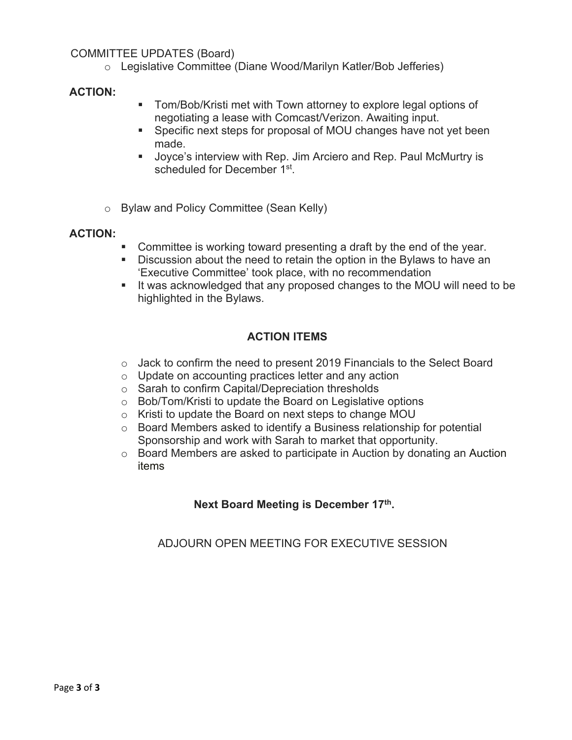COMMITTEE UPDATES (Board)

- Legislative Committee (Diane Wood/Marilyn Katler/Bob Jefferies)

**ACTION:**

- Tom/Bob/Kristi met with Town attorney to explore legal options of negotiating a lease with Comcast/Verizon. Awaiting input.
- Specific next steps for proposal of MOU changes have not yet been made.
- Joyce's interview with Rep. Jim Arciero and Rep. Paul McMurtry is scheduled for December 1st.

- Bylaw and Policy Committee (Sean Kelly)

**ACTION:**

- Committee is working toward presenting a draft by the end of the year.
- Discussion about the need to retain the option in the Bylaws to have an 'Executive Committee' took place, with no recommendation
- It was acknowledged that any proposed changes to the MOU will need to be highlighted in the Bylaws.

**ACTION ITEMS**

- Jack to confirm the need to present 2019 Financials to the Select Board
- Update on accounting practices letter and any action
- Sarah to confirm Capital/Depreciation thresholds
- Bob/Tom/Kristi to update the Board on Legislative options
- Kristi to update the Board on next steps to change MOU
- Board Members asked to identify a Business relationship for potential Sponsorship and work with Sarah to market that opportunity.
- Board Members are asked to participate in Auction by donating an Auction items

**Next Board Meeting is December 17th.**

ADJOURN OPEN MEETING FOR EXECUTIVE SESSION